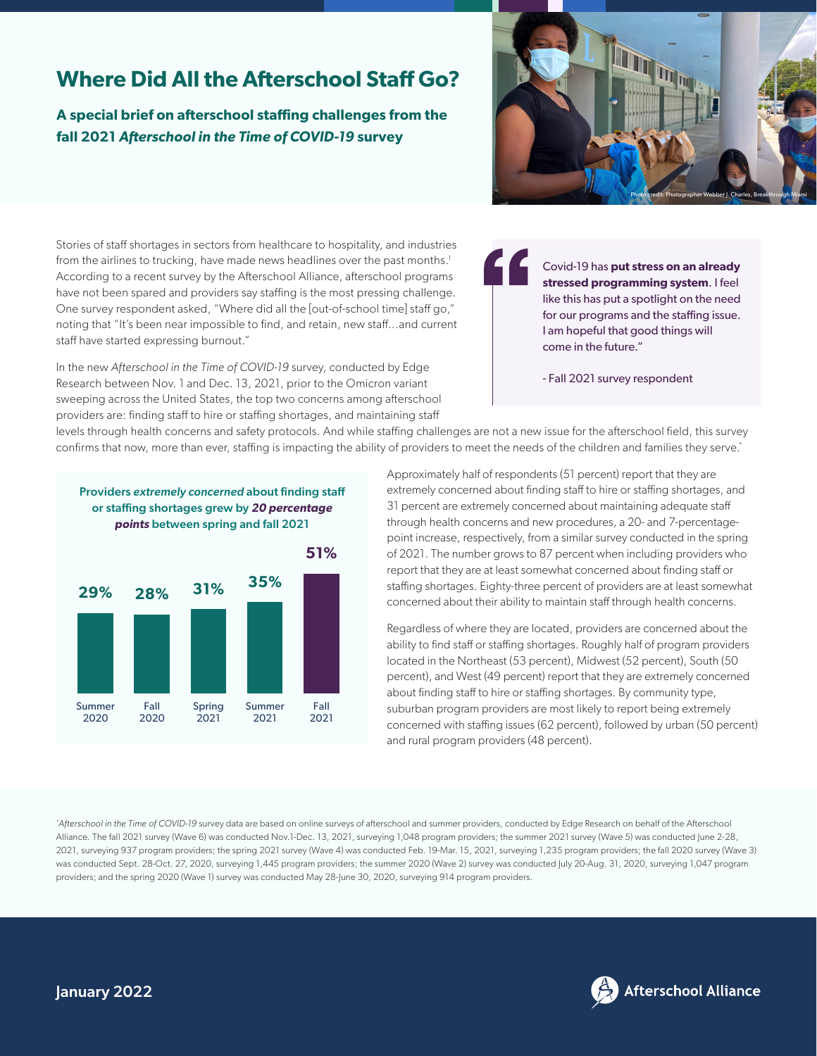# Where Did All the Afterschool Staff Go?

**A special brief on afterschool staffing challenges from the fall 2021 *Afterschool in the Time of COVID-19* survey**

Photo credit: Photographer Webber J. Charles, Breakthrough Miami

Stories of staff shortages in sectors from healthcare to hospitality, and industries from the airlines to trucking, have made news headlines over the past months.[1] According to a recent survey by the Afterschool Alliance, afterschool programs have not been spared and providers say staffing is the most pressing challenge. One survey respondent asked, "Where did all the [out-of-school time] staff go," noting that "It's been near impossible to find, and retain, new staff…and current staff have started expressing burnout."

> "Covid-19 has **put stress on an already stressed programming system**. I feel like this has put a spotlight on the need for our programs and the staffing issue. I am hopeful that good things will come in the future."
>
> \- Fall 2021 survey respondent

In the new *Afterschool in the Time of COVID-19* survey, conducted by Edge Research between Nov. 1 and Dec. 13, 2021, prior to the Omicron variant sweeping across the United States, the top two concerns among afterschool providers are: finding staff to hire or staffing shortages, and maintaining staff levels through health concerns and safety protocols. And while staffing challenges are not a new issue for the afterschool field, this survey confirms that now, more than ever, staffing is impacting the ability of providers to meet the needs of the children and families they serve.*

**Providers *extremely concerned* about finding staff or staffing shortages grew by *20 percentage points* between spring and fall 2021**

| Summer 2020 | Fall 2020 | Spring 2021 | Summer 2021 | Fall 2021 |
|---|---|---|---|---|
| 29% | 28% | 31% | 35% | 51% |

Approximately half of respondents (51 percent) report that they are extremely concerned about finding staff to hire or staffing shortages, and 31 percent are extremely concerned about maintaining adequate staff through health concerns and new procedures, a 20- and 7-percentage-point increase, respectively, from a similar survey conducted in the spring of 2021. The number grows to 87 percent when including providers who report that they are at least somewhat concerned about finding staff or staffing shortages. Eighty-three percent of providers are at least somewhat concerned about their ability to maintain staff through health concerns.

Regardless of where they are located, providers are concerned about the ability to find staff or staffing shortages. Roughly half of program providers located in the Northeast (53 percent), Midwest (52 percent), South (50 percent), and West (49 percent) report that they are extremely concerned about finding staff to hire or staffing shortages. By community type, suburban program providers are most likely to report being extremely concerned with staffing issues (62 percent), followed by urban (50 percent) and rural program providers (48 percent).

**Afterschool in the Time of COVID-19* survey data are based on online surveys of afterschool and summer providers, conducted by Edge Research on behalf of the Afterschool Alliance. The fall 2021 survey (Wave 6) was conducted Nov.1-Dec. 13, 2021, surveying 1,048 program providers; the summer 2021 survey (Wave 5) was conducted June 2-28, 2021, surveying 937 program providers; the spring 2021 survey (Wave 4) was conducted Feb. 19-Mar. 15, 2021, surveying 1,235 program providers; the fall 2020 survey (Wave 3) was conducted Sept. 28-Oct. 27, 2020, surveying 1,445 program providers; the summer 2020 (Wave 2) survey was conducted July 20-Aug. 31, 2020, surveying 1,047 program providers; and the spring 2020 (Wave 1) survey was conducted May 28-June 30, 2020, surveying 914 program providers.

January 2022

Afterschool Alliance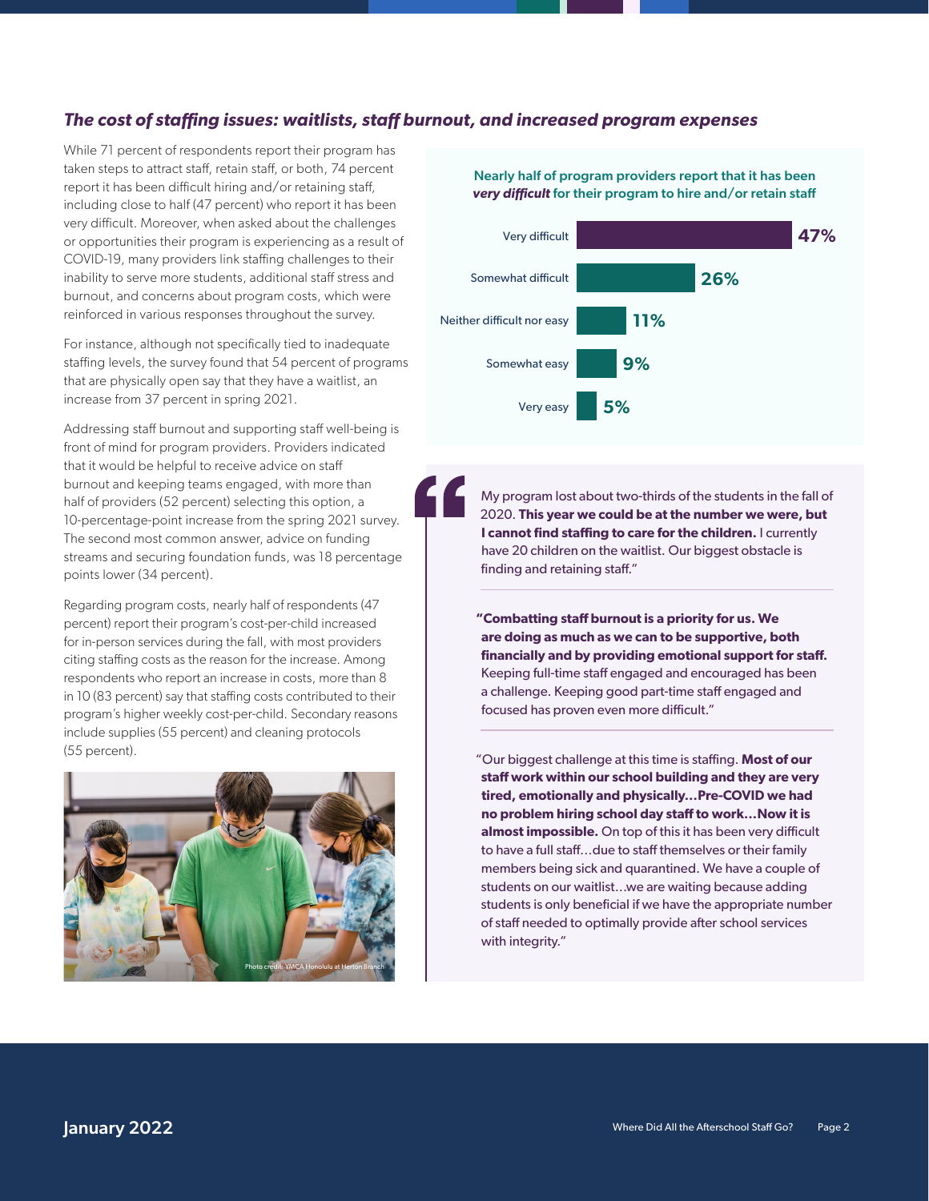### *The cost of staffing issues: waitlists, staff burnout, and increased program expenses*

While 71 percent of respondents report their program has taken steps to attract staff, retain staff, or both, 74 percent report it has been difficult hiring and/or retaining staff, including close to half (47 percent) who report it has been very difficult. Moreover, when asked about the challenges or opportunities their program is experiencing as a result of COVID-19, many providers link staffing challenges to their inability to serve more students, additional staff stress and burnout, and concerns about program costs, which were reinforced in various responses throughout the survey.

For instance, although not specifically tied to inadequate staffing levels, the survey found that 54 percent of programs that are physically open say that they have a waitlist, an increase from 37 percent in spring 2021.

Addressing staff burnout and supporting staff well-being is front of mind for program providers. Providers indicated that it would be helpful to receive advice on staff burnout and keeping teams engaged, with more than half of providers (52 percent) selecting this option, a 10-percentage-point increase from the spring 2021 survey. The second most common answer, advice on funding streams and securing foundation funds, was 18 percentage points lower (34 percent).

Regarding program costs, nearly half of respondents (47 percent) report their program's cost-per-child increased for in-person services during the fall, with most providers citing staffing costs as the reason for the increase. Among respondents who report an increase in costs, more than 8 in 10 (83 percent) say that staffing costs contributed to their program's higher weekly cost-per-child. Secondary reasons include supplies (55 percent) and cleaning protocols (55 percent).

Photo credit: YMCA Honolulu at Nerton Branch

**Nearly half of program providers report that it has been *very difficult* for their program to hire and/or retain staff**

| Response | Percent |
|---|---|
| Very difficult | 47% |
| Somewhat difficult | 26% |
| Neither difficult nor easy | 11% |
| Somewhat easy | 9% |
| Very easy | 5% |

> "My program lost about two-thirds of the students in the fall of 2020. **This year we could be at the number we were, but I cannot find staffing to care for the children.** I currently have 20 children on the waitlist. Our biggest obstacle is finding and retaining staff."

> "**Combatting staff burnout is a priority for us. We are doing as much as we can to be supportive, both financially and by providing emotional support for staff.** Keeping full-time staff engaged and encouraged has been a challenge. Keeping good part-time staff engaged and focused has proven even more difficult."

> "Our biggest challenge at this time is staffing. **Most of our staff work within our school building and they are very tired, emotionally and physically…Pre-COVID we had no problem hiring school day staff to work…Now it is almost impossible.** On top of this it has been very difficult to have a full staff…due to staff themselves or their family members being sick and quarantined. We have a couple of students on our waitlist…we are waiting because adding students is only beneficial if we have the appropriate number of staff needed to optimally provide after school services with integrity."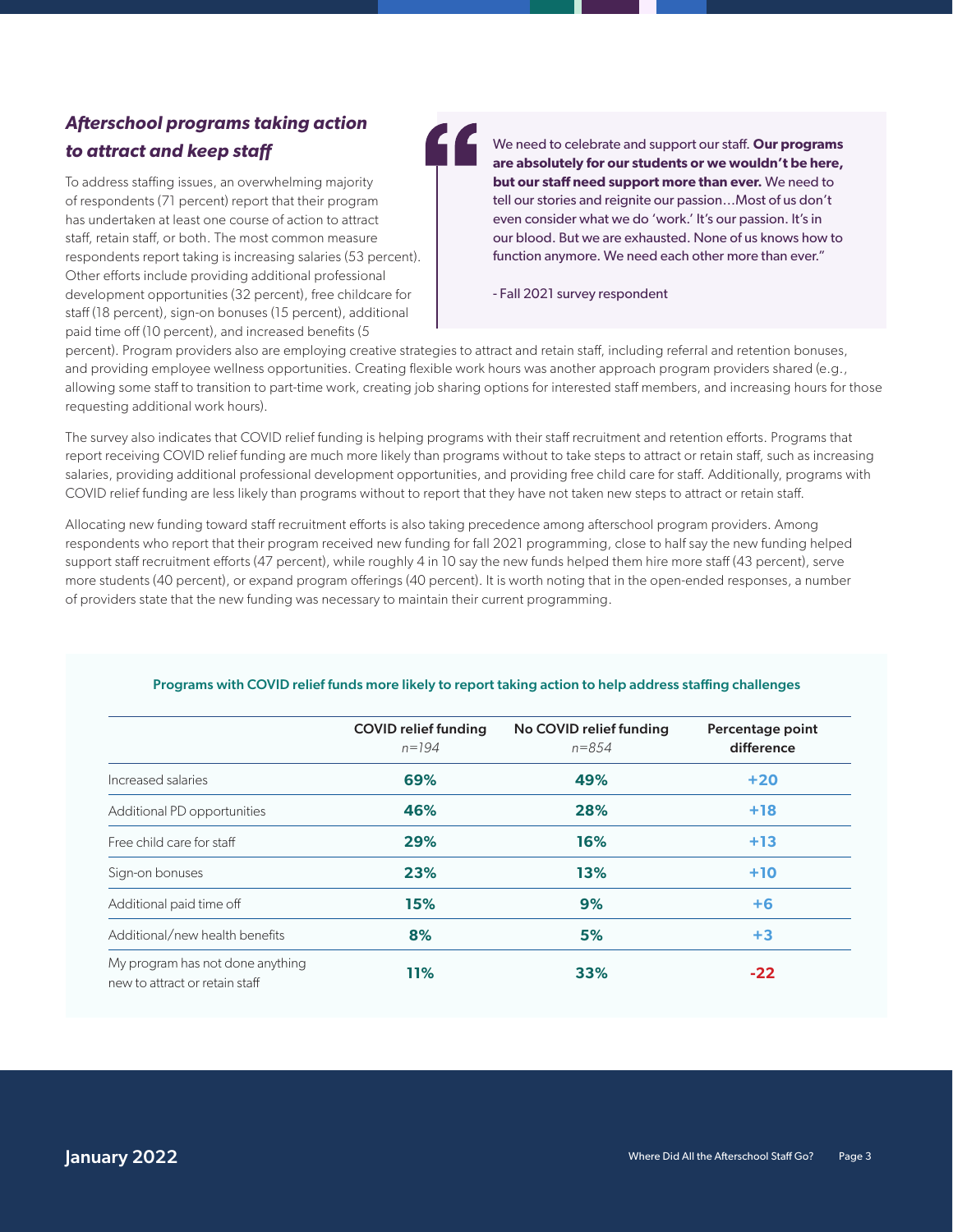### *Afterschool programs taking action to attract and keep staff*

To address staffing issues, an overwhelming majority of respondents (71 percent) report that their program has undertaken at least one course of action to attract staff, retain staff, or both. The most common measure respondents report taking is increasing salaries (53 percent). Other efforts include providing additional professional development opportunities (32 percent), free childcare for staff (18 percent), sign-on bonuses (15 percent), additional paid time off (10 percent), and increased benefits (5 percent). Program providers also are employing creative strategies to attract and retain staff, including referral and retention bonuses, and providing employee wellness opportunities. Creating flexible work hours was another approach program providers shared (e.g., allowing some staff to transition to part-time work, creating job sharing options for interested staff members, and increasing hours for those requesting additional work hours).

> "We need to celebrate and support our staff. **Our programs are absolutely for our students or we wouldn't be here, but our staff need support more than ever.** We need to tell our stories and reignite our passion…Most of us don't even consider what we do 'work.' It's our passion. It's in our blood. But we are exhausted. None of us knows how to function anymore. We need each other more than ever."
>
> - Fall 2021 survey respondent

The survey also indicates that COVID relief funding is helping programs with their staff recruitment and retention efforts. Programs that report receiving COVID relief funding are much more likely than programs without to take steps to attract or retain staff, such as increasing salaries, providing additional professional development opportunities, and providing free child care for staff. Additionally, programs with COVID relief funding are less likely than programs without to report that they have not taken new steps to attract or retain staff.

Allocating new funding toward staff recruitment efforts is also taking precedence among afterschool program providers. Among respondents who report that their program received new funding for fall 2021 programming, close to half say the new funding helped support staff recruitment efforts (47 percent), while roughly 4 in 10 say the new funds helped them hire more staff (43 percent), serve more students (40 percent), or expand program offerings (40 percent). It is worth noting that in the open-ended responses, a number of providers state that the new funding was necessary to maintain their current programming.

**Programs with COVID relief funds more likely to report taking action to help address staffing challenges**

| | COVID relief funding *n=194* | No COVID relief funding *n=854* | Percentage point difference |
|---|---|---|---|
| Increased salaries | **69%** | **49%** | **+20** |
| Additional PD opportunities | **46%** | **28%** | **+18** |
| Free child care for staff | **29%** | **16%** | **+13** |
| Sign-on bonuses | **23%** | **13%** | **+10** |
| Additional paid time off | **15%** | **9%** | **+6** |
| Additional/new health benefits | **8%** | **5%** | **+3** |
| My program has not done anything new to attract or retain staff | **11%** | **33%** | **-22** |

January 2022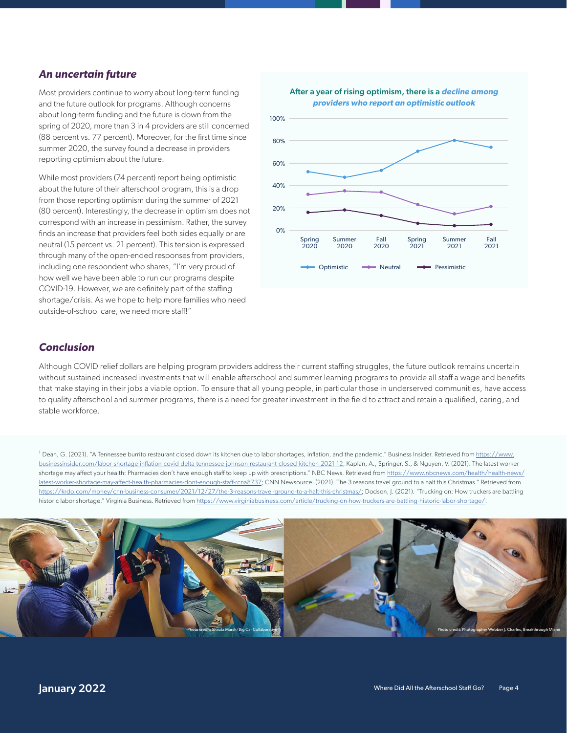## *An uncertain future*

Most providers continue to worry about long-term funding and the future outlook for programs. Although concerns about long-term funding and the future is down from the spring of 2020, more than 3 in 4 providers are still concerned (88 percent vs. 77 percent). Moreover, for the first time since summer 2020, the survey found a decrease in providers reporting optimism about the future.

While most providers (74 percent) report being optimistic about the future of their afterschool program, this is a drop from those reporting optimism during the summer of 2021 (80 percent). Interestingly, the decrease in optimism does not correspond with an increase in pessimism. Rather, the survey finds an increase that providers feel both sides equally or are neutral (15 percent vs. 21 percent). This tension is expressed through many of the open-ended responses from providers, including one respondent who shares, "I'm very proud of how well we have been able to run our programs despite COVID-19. However, we are definitely part of the staffing shortage/crisis. As we hope to help more families who need outside-of-school care, we need more staff!"

**After a year of rising optimism, there is a *decline among providers who report an optimistic outlook***

100%
80%
60%
40%
20%
0%

Spring 2020
Summer 2020
Fall 2020
Spring 2021
Summer 2021
Fall 2021

Optimistic
Neutral
Pessimistic

## *Conclusion*

Although COVID relief dollars are helping program providers address their current staffing struggles, the future outlook remains uncertain without sustained increased investments that will enable afterschool and summer learning programs to provide all staff a wage and benefits that make staying in their jobs a viable option. To ensure that all young people, in particular those in underserved communities, have access to quality afterschool and summer programs, there is a need for greater investment in the field to attract and retain a qualified, caring, and stable workforce.

[1] Dean, G. (2021). "A Tennessee burrito restaurant closed down its kitchen due to labor shortages, inflation, and the pandemic." Business Insider. Retrieved from https://www.businessinsider.com/labor-shortage-inflation-covid-delta-tennessee-johnson-restaurant-closed-kitchen-2021-12; Kaplan, A., Springer, S., & Nguyen, V. (2021). The latest worker shortage may affect your health: Pharmacies don't have enough staff to keep up with prescriptions." NBC News. Retrieved from https://www.nbcnews.com/health/health-news/latest-worker-shortage-may-affect-health-pharmacies-dont-enough-staff-rcna8737; CNN Newsource. (2021). The 3 reasons travel ground to a halt this Christmas." Retrieved from https://krdo.com/money/cnn-business-consumer/2021/12/27/the-3-reasons-travel-ground-to-a-halt-this-christmas/; Dodson, J. (2021). "Trucking on: How truckers are battling historic labor shortage." Virginia Business. Retrieved from https://www.virginiabusiness.com/article/trucking-on-how-truckers-are-battling-historic-labor-shortage/.

Photo credit: Shauta Marsh/Big Car Collaborative

Photo credit: Photographer Webber J. Charles, Breakthrough Miami